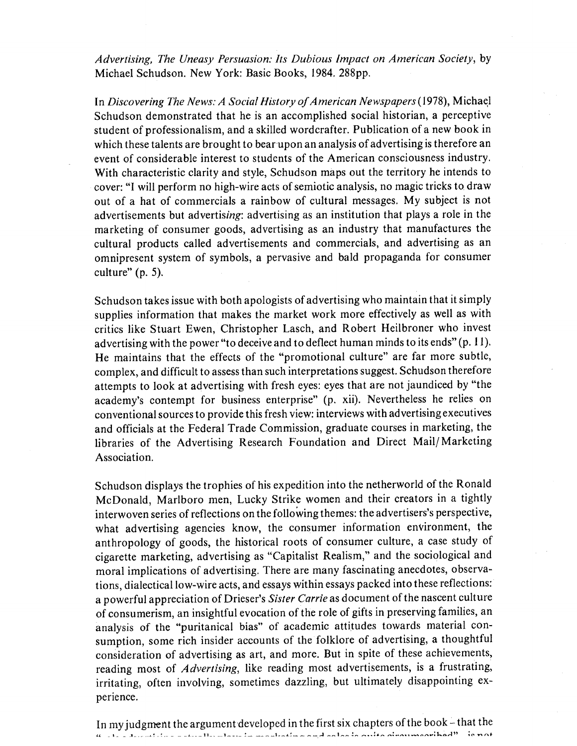*Advertising, The Uneasy Persuasion: Its Dubious Impact on American Society*, by Michael Schudson. New York: Basic Books, 1984. 288pp.

In *Discovering The News: A Social History of American Newspapers* (1978), Michael Schudson demonstrated that he is an accomplished social historian, a perceptive student of professionalism, and a skilled wordcrafter. Publication of a new book in which these talents are brought to bear upon an analysis of advertising is therefore an event of considerable interest to students of the American consciousness industry. With characteristic clarity and style, Schudson maps out the territory he intends to cover: "I will perform no high-wire acts of semiotic analysis, no magic tricks to draw out of a hat of commercials a rainbow of cultural messages. My subject is not advertisements but advertis*ing*: advertising as an institution that plays a role in the marketing of consumer goods, advertising as an industry that manufactures the cultural products called advertisements and commercials, and advertising as an omnipresent system of symbols, a pervasive and bald propaganda for consumer culture" (p. 5).

Schudson takes issue with both apologists of advertising who maintain that it simply supplies information that makes the market work more effectively as well as with critics like Stuart Ewen, Christopher Lasch, and Robert Heilbroner who invest advertising with the power "to deceive and to deflect human minds to its ends" (p. 11). He maintains that the effects of the "promotional culture" are far more subtle, complex, and difficult to assess than such interpretations suggest. Schudson therefore attempts to look at advertising with fresh eyes: eyes that are not jaundiced by "the academy's contempt for business enterprise" (p. xii). Nevertheless he relies on conventional sources to provide this fresh view: interviews with advertising executives and officials at the Federal Trade Commission, graduate courses in marketing, the libraries of the Advertising Research Foundation and Direct Mail/Marketing Association.

Schudson displays the trophies of his expedition into the netherworld of the Ronald McDonald, Marlboro men, Lucky Strike women and their creators in a tightly interwoven series of reflections on the following themes: the advertisers's perspective, what advertising agencies know, the consumer information environment, the anthropology of goods, the historical roots of consumer culture, a case study of cigarette marketing, advertising as "Capitalist Realism," and the sociological and moral implications of advertising. There are many fascinating anecdotes, observations, dialectical low-wire acts, and essays within essays packed into these reflections: a powerful appreciation of Drieser's *Sister Carrie* as document of the nascent culture of consumerism, an insightful evocation of the role of gifts in preserving families, an analysis of the "puritanical bias" of academic attitudes towards material consumption, some rich insider accounts of the folklore of advertising, a thoughtful consideration of advertising as art, and more. But in spite of these achievements, reading most of *Advertising*, like reading most advertisements, is a frustrating, irritating, often involving, sometimes dazzling, but ultimately disappointing experience.

In my judgment the argument developed in the first six chapters of the book – that the "role advertising actually plays in marketing and sales is quite circumscribed" is not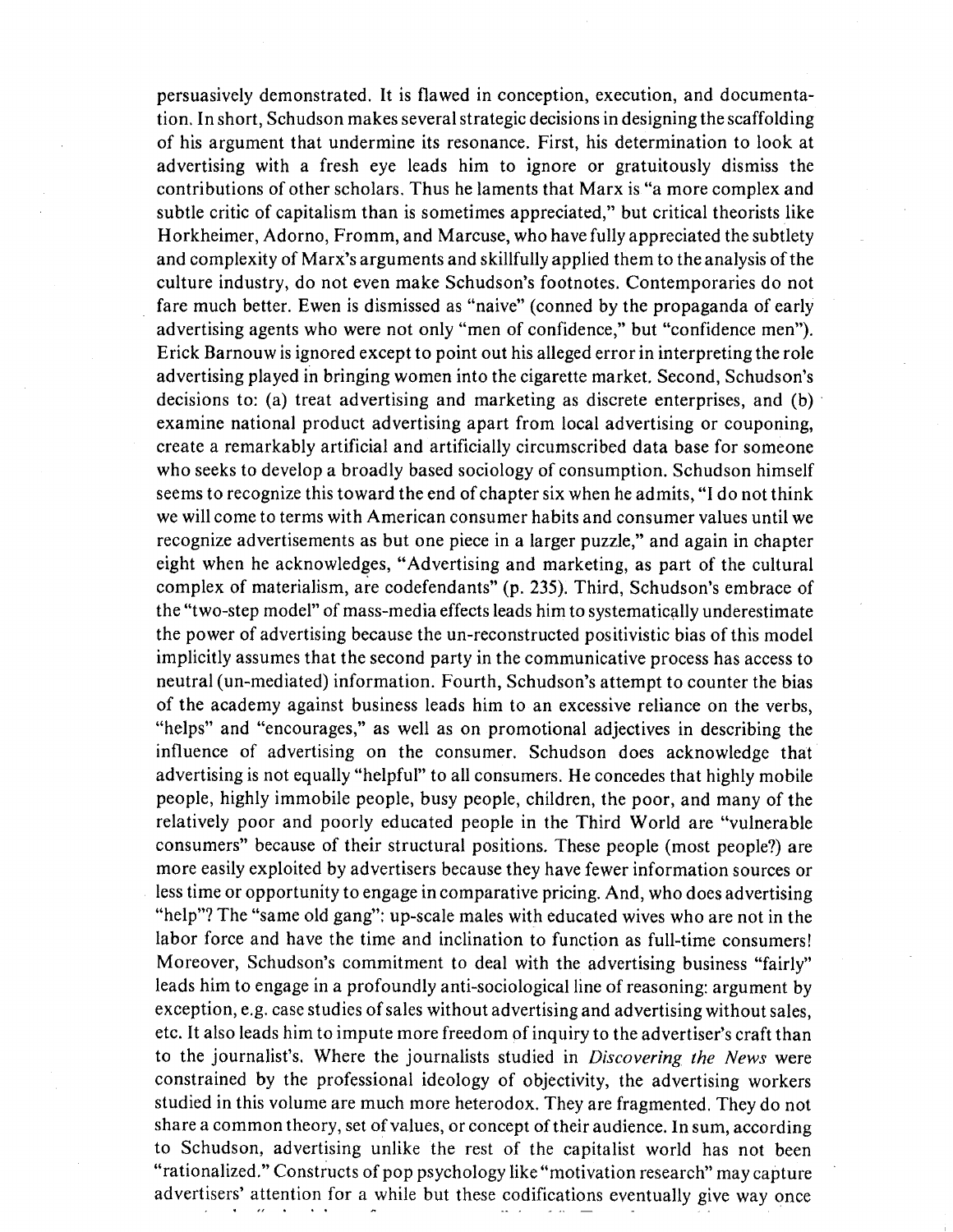persuasively demonstrated. It is flawed in conception, execution, and documentation. In short, Schudson makes several strategic decisions in designing the scaffolding of his argument that undermine its resonance. First, his determination to look at advertising with a fresh eye leads him to ignore or gratuitously dismiss the contributions of other scholars. Thus he laments that Marx is "a more complex and subtle critic of capitalism than is sometimes appreciated," but critical theorists like Horkheimer, Adorno, Fromm, and Marcuse, who have fully appreciated the subtlety and complexity of Marx's arguments and skillfully applied them to the analysis of the culture industry, do not even make Schudson's footnotes. Contemporaries do not fare much better. Ewen is dismissed as "naive" (conned by the propaganda of early advertising agents who were not only "men of confidence," but "confidence men"). Erick Barnouw is ignored except to point out his alleged error in interpreting the role advertising played in bringing women into the cigarette market. Second, Schudson's decisions to: (a) treat advertising and marketing as discrete enterprises, and (b) examine national product advertising apart from local advertising or couponing, create a remarkably artificial and artificially circumscribed data base for someone who seeks to develop a broadly based sociology of consumption. Schudson himself seems to recognize this toward the end of chapter six when he admits, "I do not think we will come to terms with American consumer habits and consumer values until we recognize advertisements as but one piece in a larger puzzle," and again in chapter eight when he acknowledges, "Advertising and marketing, as part of the cultural complex of materialism, are codefendants" (p. 235). Third, Schudson's embrace of the "two-step model" of mass-media effects leads him to systematically underestimate the power of advertising because the un-reconstructed positivistic bias of this model implicitly assumes that the second party in the communicative process has access to neutral (un-mediated) information. Fourth, Schudson's attempt to counter the bias of the academy against business leads him to an excessive reliance on the verbs, "helps" and "encourages," as well as on promotional adjectives in describing the influence of advertising on the consumer. Schudson does acknowledge that advertising is not equally "helpful" to all consumers. He concedes that highly mobile people, highly immobile people, busy people, children, the poor, and many of the relatively poor and poorly educated people in the Third World are "vulnerable consumers" because of their structural positions. These people (most people?) are more easily exploited by advertisers because they have fewer information sources or less time or opportunity to engage in comparative pricing. And, who does advertising "help"? The "same old gang": up-scale males with educated wives who are not in the labor force and have the time and inclination to function as full-time consumers! Moreover, Schudson's commitment to deal with the advertising business "fairly" leads him to engage in a profoundly anti-sociological line of reasoning: argument by exception, e.g. case studies of sales without advertising and advertising without sales, etc. It also leads him to impute more freedom of inquiry to the advertiser's craft than to the journalist's. Where the journalists studied in *Discovering the News* were constrained by the professional ideology of objectivity, the advertising workers studied in this volume are much more heterodox. They are fragmented. They do not share a common theory, set of values, or concept of their audience. In sum, according to Schudson, advertising unlike the rest of the capitalist world has not been "rationalized." Constructs of pop psychology like "motivation research" may capture advertisers' attention for a while but these codifications eventually give way once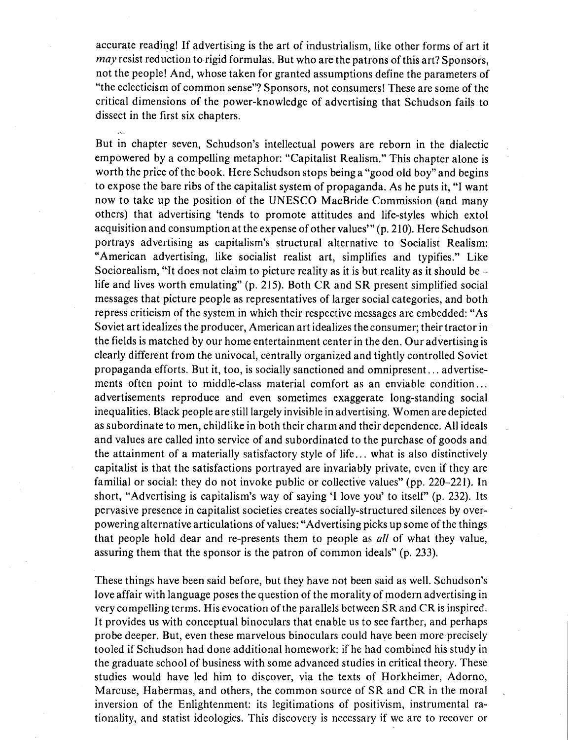accurate reading! If advertising is the art of industrialism, like other forms of art it *may* resist reduction to rigid formulas. But who are the patrons of this art? Sponsors, not the people! And, whose taken for granted assumptions define the parameters of "the eclecticism of common sense"? Sponsors, not consumers! These are some of the critical dimensions of the power-knowledge of advertising that Schudson fails to dissect in the first six chapters.

But in chapter seven, Schudson's intellectual powers are reborn in the dialectic empowered by a compelling metaphor: "Capitalist Realism." This chapter alone is worth the price of the book. Here Schudson stops being a "good old boy" and begins to expose the bare ribs of the capitalist system of propaganda. As he puts it, "I want now to take up the position of the UNESCO MacBride Commission (and many others) that advertising 'tends to promote attitudes and life-styles which extol acquisition and consumption at the expense of other values'" (p. 210). Here Schudson portrays advertising as capitalism's structural alternative to Socialist Realism: "American advertising, like socialist realist art, simplifies and typifies." Like Sociorealism, "It does not claim to picture reality as it is but reality as it should be – life and lives worth emulating" (p. 215). Both CR and SR present simplified social messages that picture people as representatives of larger social categories, and both repress criticism of the system in which their respective messages are embedded: "As Soviet art idealizes the producer, American art idealizes the consumer; their tractor in the fields is matched by our home entertainment center in the den. Our advertising is clearly different from the univocal, centrally organized and tightly controlled Soviet propaganda efforts. But it, too, is socially sanctioned and omnipresent... advertisements often point to middle-class material comfort as an enviable condition... advertisements reproduce and even sometimes exaggerate long-standing social inequalities. Black people are still largely invisible in advertising. Women are depicted as subordinate to men, childlike in both their charm and their dependence. All ideals and values are called into service of and subordinated to the purchase of goods and the attainment of a materially satisfactory style of life... what is also distinctively capitalist is that the satisfactions portrayed are invariably private, even if they are familial or social: they do not invoke public or collective values" (pp. 220–221). In short, "Advertising is capitalism's way of saying 'I love you' to itself" (p. 232). Its pervasive presence in capitalist societies creates socially-structured silences by overpowering alternative articulations of values: "Advertising picks up some of the things that people hold dear and re-presents them to people as *all* of what they value, assuring them that the sponsor is the patron of common ideals" (p. 233).

These things have been said before, but they have not been said as well. Schudson's love affair with language poses the question of the morality of modern advertising in very compelling terms. His evocation of the parallels between SR and CR is inspired. It provides us with conceptual binoculars that enable us to see farther, and perhaps probe deeper. But, even these marvelous binoculars could have been more precisely tooled if Schudson had done additional homework: if he had combined his study in the graduate school of business with some advanced studies in critical theory. These studies would have led him to discover, via the texts of Horkheimer, Adorno, Marcuse, Habermas, and others, the common source of SR and CR in the moral inversion of the Enlightenment: its legitimations of positivism, instrumental rationality, and statist ideologies. This discovery is necessary if we are to recover or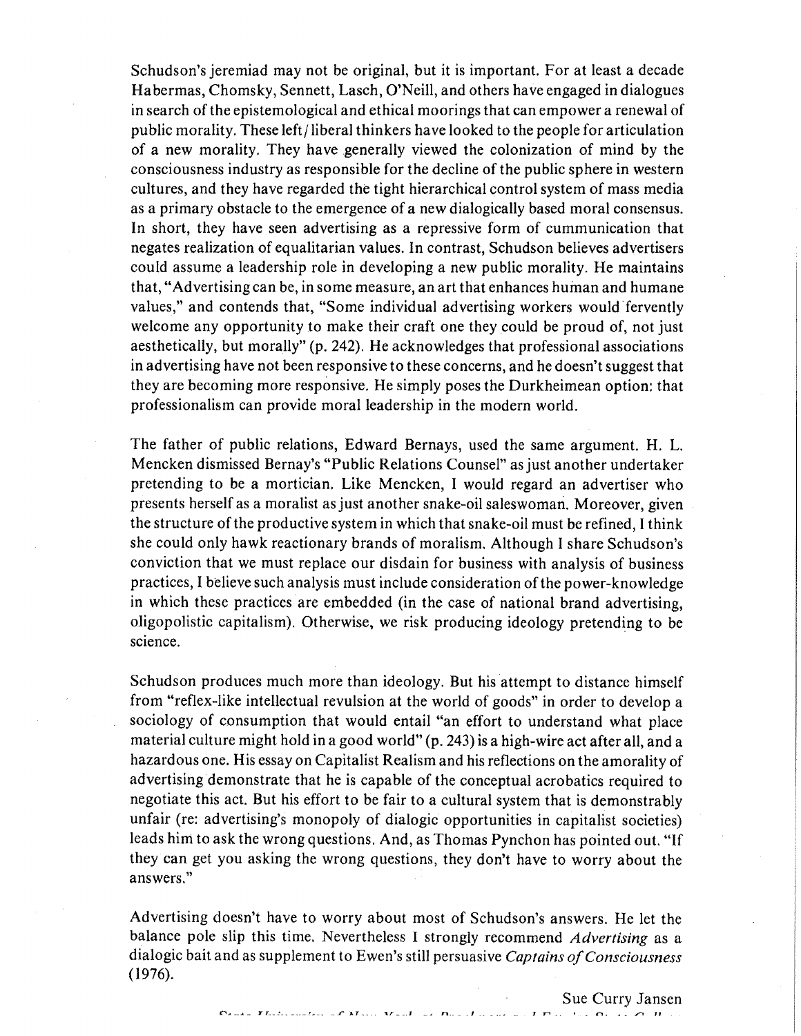Schudson's jeremiad may not be original, but it is important. For at least a decade Habermas, Chomsky, Sennett, Lasch, O'Neill, and others have engaged in dialogues in search of the epistemological and ethical moorings that can empower a renewal of public morality. These left/liberal thinkers have looked to the people for articulation of a new morality. They have generally viewed the colonization of mind by the consciousness industry as responsible for the decline of the public sphere in western cultures, and they have regarded the tight hierarchical control system of mass media as a primary obstacle to the emergence of a new dialogically based moral consensus. In short, they have seen advertising as a repressive form of cummunication that negates realization of equalitarian values. In contrast, Schudson believes advertisers could assume a leadership role in developing a new public morality. He maintains that, "Advertising can be, in some measure, an art that enhances human and humane values," and contends that, "Some individual advertising workers would fervently welcome any opportunity to make their craft one they could be proud of, not just aesthetically, but morally" (p. 242). He acknowledges that professional associations in advertising have not been responsive to these concerns, and he doesn't suggest that they are becoming more responsive. He simply poses the Durkheimean option: that professionalism can provide moral leadership in the modern world.

The father of public relations, Edward Bernays, used the same argument. H. L. Mencken dismissed Bernay's "Public Relations Counsel" as just another undertaker pretending to be a mortician. Like Mencken, I would regard an advertiser who presents herself as a moralist as just another snake-oil saleswoman. Moreover, given the structure of the productive system in which that snake-oil must be refined, I think she could only hawk reactionary brands of moralism. Although I share Schudson's conviction that we must replace our disdain for business with analysis of business practices, I believe such analysis must include consideration of the power-knowledge in which these practices are embedded (in the case of national brand advertising, oligopolistic capitalism). Otherwise, we risk producing ideology pretending to be science.

Schudson produces much more than ideology. But his attempt to distance himself from "reflex-like intellectual revulsion at the world of goods" in order to develop a sociology of consumption that would entail "an effort to understand what place material culture might hold in a good world" (p. 243) is a high-wire act after all, and a hazardous one. His essay on Capitalist Realism and his reflections on the amorality of advertising demonstrate that he is capable of the conceptual acrobatics required to negotiate this act. But his effort to be fair to a cultural system that is demonstrably unfair (re: advertising's monopoly of dialogic opportunities in capitalist societies) leads him to ask the wrong questions. And, as Thomas Pynchon has pointed out, "If they can get you asking the wrong questions, they don't have to worry about the answers."

Advertising doesn't have to worry about most of Schudson's answers. He let the balance pole slip this time. Nevertheless I strongly recommend *Advertising* as a dialogic bait and as supplement to Ewen's still persuasive *Captains of Consciousness* (1976).

Sue Curry Jansen

State University of New York at Brockport and Empire State College